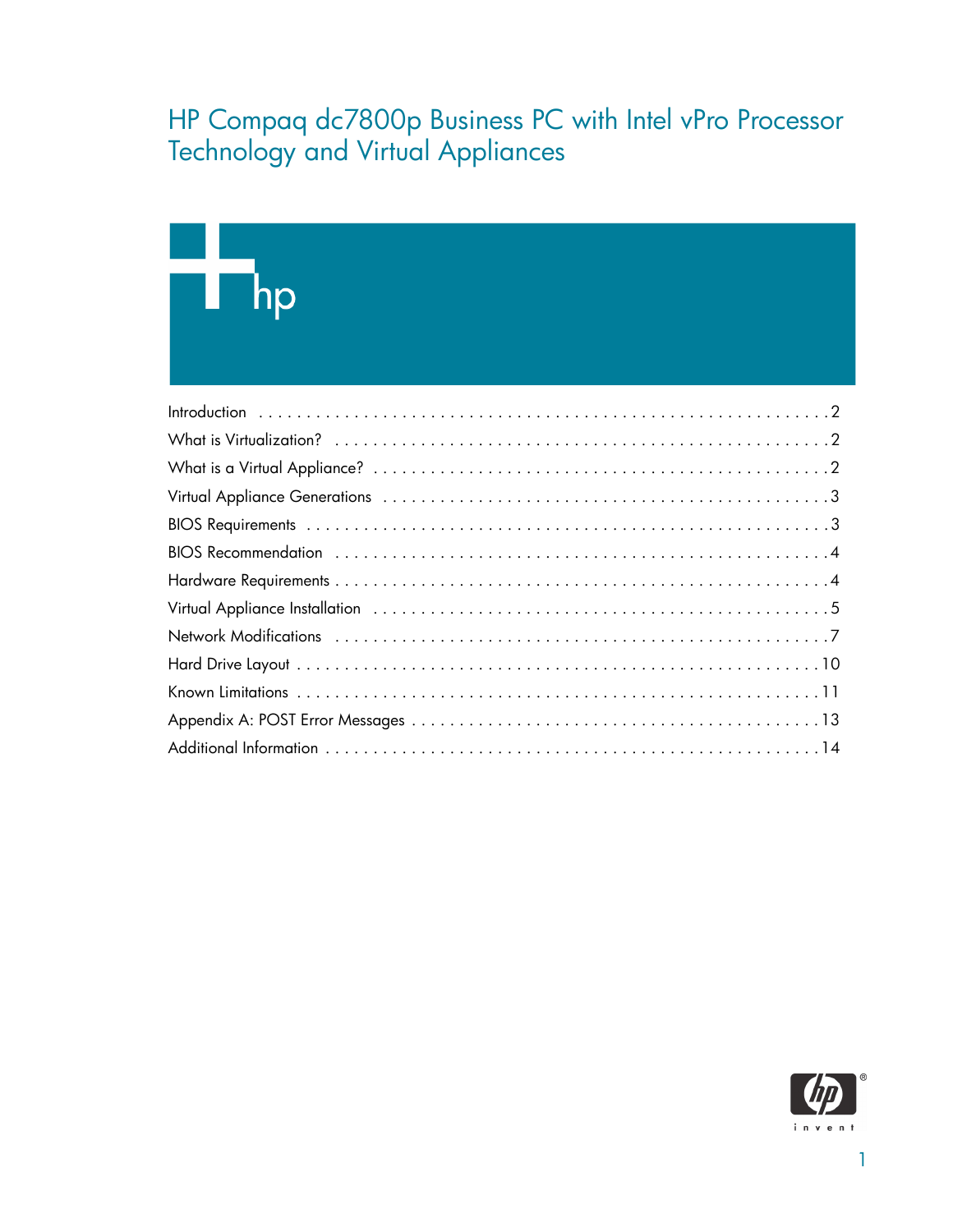# HP Compaq dc7800p Business PC with Intel vPro Processor Technology and Virtual Appliances

Introduction . . . . . . . . . . . . . . . . . . . . . . . . . . . . . . . . . . . . . . . . . . . . . . . . . . . . . . . . . . . . . 2

What is Virtualization? . . . . . . . . . . . . . . . . . . . . . . . . . . . . . . . . . . . . . . . . . . . . . . . . . . . . . 2

What is a Virtual Appliance? . . . . . . . . . . . . . . . . . . . . . . . . . . . . . . . . . . . . . . . . . . . . . . . . . 2

Virtual Appliance Generations . . . . . . . . . . . . . . . . . . . . . . . . . . . . . . . . . . . . . . . . . . . . . . . . 3

BIOS Requirements . . . . . . . . . . . . . . . . . . . . . . . . . . . . . . . . . . . . . . . . . . . . . . . . . . . . . . . . 3

BIOS Recommendation . . . . . . . . . . . . . . . . . . . . . . . . . . . . . . . . . . . . . . . . . . . . . . . . . . . . . 4

Hardware Requirements . . . . . . . . . . . . . . . . . . . . . . . . . . . . . . . . . . . . . . . . . . . . . . . . . . . . . 4

Virtual Appliance Installation . . . . . . . . . . . . . . . . . . . . . . . . . . . . . . . . . . . . . . . . . . . . . . . . . 5

Network Modifications . . . . . . . . . . . . . . . . . . . . . . . . . . . . . . . . . . . . . . . . . . . . . . . . . . . . . . 7

Hard Drive Layout . . . . . . . . . . . . . . . . . . . . . . . . . . . . . . . . . . . . . . . . . . . . . . . . . . . . . . . . 10

Known Limitations . . . . . . . . . . . . . . . . . . . . . . . . . . . . . . . . . . . . . . . . . . . . . . . . . . . . . . . . 11

Appendix A: POST Error Messages . . . . . . . . . . . . . . . . . . . . . . . . . . . . . . . . . . . . . . . . . . . . 13

Additional Information . . . . . . . . . . . . . . . . . . . . . . . . . . . . . . . . . . . . . . . . . . . . . . . . . . . . . 14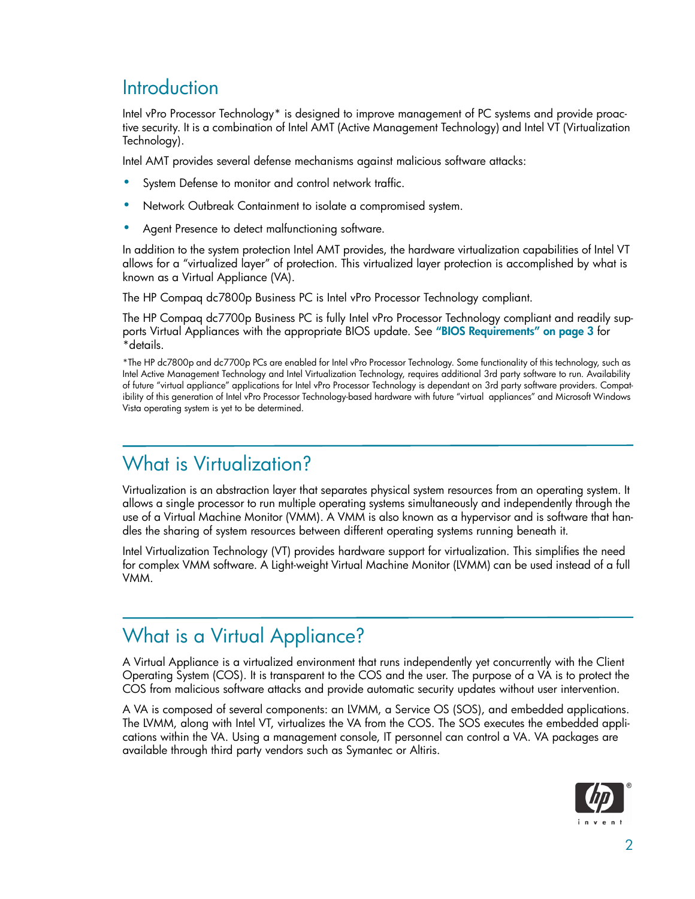## Introduction

Intel vPro Processor Technology* is designed to improve management of PC systems and provide proactive security. It is a combination of Intel AMT (Active Management Technology) and Intel VT (Virtualization Technology).

Intel AMT provides several defense mechanisms against malicious software attacks:

- System Defense to monitor and control network traffic.
- Network Outbreak Containment to isolate a compromised system.
- Agent Presence to detect malfunctioning software.

In addition to the system protection Intel AMT provides, the hardware virtualization capabilities of Intel VT allows for a "virtualized layer" of protection. This virtualized layer protection is accomplished by what is known as a Virtual Appliance (VA).

The HP Compaq dc7800p Business PC is Intel vPro Processor Technology compliant.

The HP Compaq dc7700p Business PC is fully Intel vPro Processor Technology compliant and readily supports Virtual Appliances with the appropriate BIOS update. See **"BIOS Requirements" on page 3** for *details.

*The HP dc7800p and dc7700p PCs are enabled for Intel vPro Processor Technology. Some functionality of this technology, such as Intel Active Management Technology and Intel Virtualization Technology, requires additional 3rd party software to run. Availability of future "virtual appliance" applications for Intel vPro Processor Technology is dependant on 3rd party software providers. Compatibility of this generation of Intel vPro Processor Technology-based hardware with future "virtual appliances" and Microsoft Windows Vista operating system is yet to be determined.

## What is Virtualization?

Virtualization is an abstraction layer that separates physical system resources from an operating system. It allows a single processor to run multiple operating systems simultaneously and independently through the use of a Virtual Machine Monitor (VMM). A VMM is also known as a hypervisor and is software that handles the sharing of system resources between different operating systems running beneath it.

Intel Virtualization Technology (VT) provides hardware support for virtualization. This simplifies the need for complex VMM software. A Light-weight Virtual Machine Monitor (LVMM) can be used instead of a full VMM.

## What is a Virtual Appliance?

A Virtual Appliance is a virtualized environment that runs independently yet concurrently with the Client Operating System (COS). It is transparent to the COS and the user. The purpose of a VA is to protect the COS from malicious software attacks and provide automatic security updates without user intervention.

A VA is composed of several components: an LVMM, a Service OS (SOS), and embedded applications. The LVMM, along with Intel VT, virtualizes the VA from the COS. The SOS executes the embedded applications within the VA. Using a management console, IT personnel can control a VA. VA packages are available through third party vendors such as Symantec or Altiris.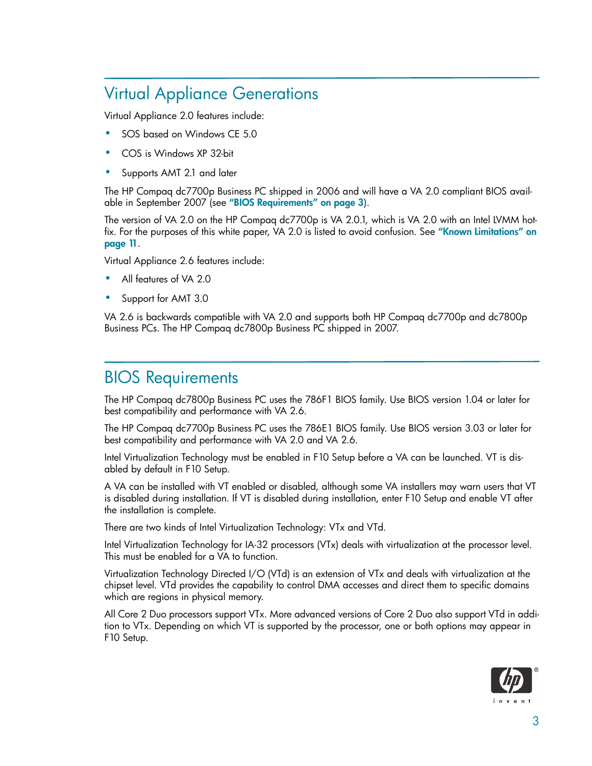## Virtual Appliance Generations

Virtual Appliance 2.0 features include:

- SOS based on Windows CE 5.0
- COS is Windows XP 32-bit
- Supports AMT 2.1 and later

The HP Compaq dc7700p Business PC shipped in 2006 and will have a VA 2.0 compliant BIOS available in September 2007 (see **"BIOS Requirements" on page 3**).

The version of VA 2.0 on the HP Compaq dc7700p is VA 2.0.1, which is VA 2.0 with an Intel LVMM hotfix. For the purposes of this white paper, VA 2.0 is listed to avoid confusion. See **"Known Limitations" on page 11**.

Virtual Appliance 2.6 features include:

- All features of VA 2.0
- Support for AMT 3.0

VA 2.6 is backwards compatible with VA 2.0 and supports both HP Compaq dc7700p and dc7800p Business PCs. The HP Compaq dc7800p Business PC shipped in 2007.

## BIOS Requirements

The HP Compaq dc7800p Business PC uses the 786F1 BIOS family. Use BIOS version 1.04 or later for best compatibility and performance with VA 2.6.

The HP Compaq dc7700p Business PC uses the 786E1 BIOS family. Use BIOS version 3.03 or later for best compatibility and performance with VA 2.0 and VA 2.6.

Intel Virtualization Technology must be enabled in F10 Setup before a VA can be launched. VT is disabled by default in F10 Setup.

A VA can be installed with VT enabled or disabled, although some VA installers may warn users that VT is disabled during installation. If VT is disabled during installation, enter F10 Setup and enable VT after the installation is complete.

There are two kinds of Intel Virtualization Technology: VTx and VTd.

Intel Virtualization Technology for IA-32 processors (VTx) deals with virtualization at the processor level. This must be enabled for a VA to function.

Virtualization Technology Directed I/O (VTd) is an extension of VTx and deals with virtualization at the chipset level. VTd provides the capability to control DMA accesses and direct them to specific domains which are regions in physical memory.

All Core 2 Duo processors support VTx. More advanced versions of Core 2 Duo also support VTd in addition to VTx. Depending on which VT is supported by the processor, one or both options may appear in F10 Setup.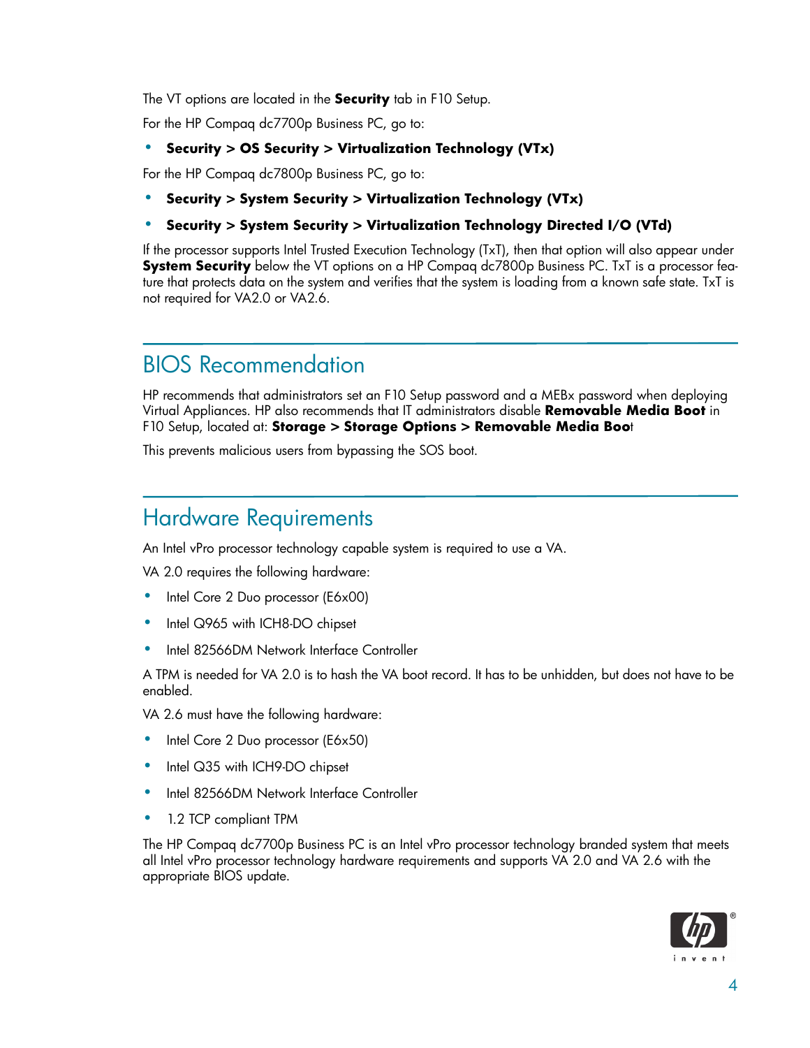The VT options are located in the **Security** tab in F10 Setup.

For the HP Compaq dc7700p Business PC, go to:

- **Security > OS Security > Virtualization Technology (VTx)**

For the HP Compaq dc7800p Business PC, go to:

- **Security > System Security > Virtualization Technology (VTx)**
- **Security > System Security > Virtualization Technology Directed I/O (VTd)**

If the processor supports Intel Trusted Execution Technology (TxT), then that option will also appear under **System Security** below the VT options on a HP Compaq dc7800p Business PC. TxT is a processor feature that protects data on the system and verifies that the system is loading from a known safe state. TxT is not required for VA2.0 or VA2.6.

## BIOS Recommendation

HP recommends that administrators set an F10 Setup password and a MEBx password when deploying Virtual Appliances. HP also recommends that IT administrators disable **Removable Media Boot** in F10 Setup, located at: **Storage > Storage Options > Removable Media Boot**

This prevents malicious users from bypassing the SOS boot.

## Hardware Requirements

An Intel vPro processor technology capable system is required to use a VA.

VA 2.0 requires the following hardware:

- Intel Core 2 Duo processor (E6x00)
- Intel Q965 with ICH8-DO chipset
- Intel 82566DM Network Interface Controller

A TPM is needed for VA 2.0 is to hash the VA boot record. It has to be unhidden, but does not have to be enabled.

VA 2.6 must have the following hardware:

- Intel Core 2 Duo processor (E6x50)
- Intel Q35 with ICH9-DO chipset
- Intel 82566DM Network Interface Controller
- 1.2 TCP compliant TPM

The HP Compaq dc7700p Business PC is an Intel vPro processor technology branded system that meets all Intel vPro processor technology hardware requirements and supports VA 2.0 and VA 2.6 with the appropriate BIOS update.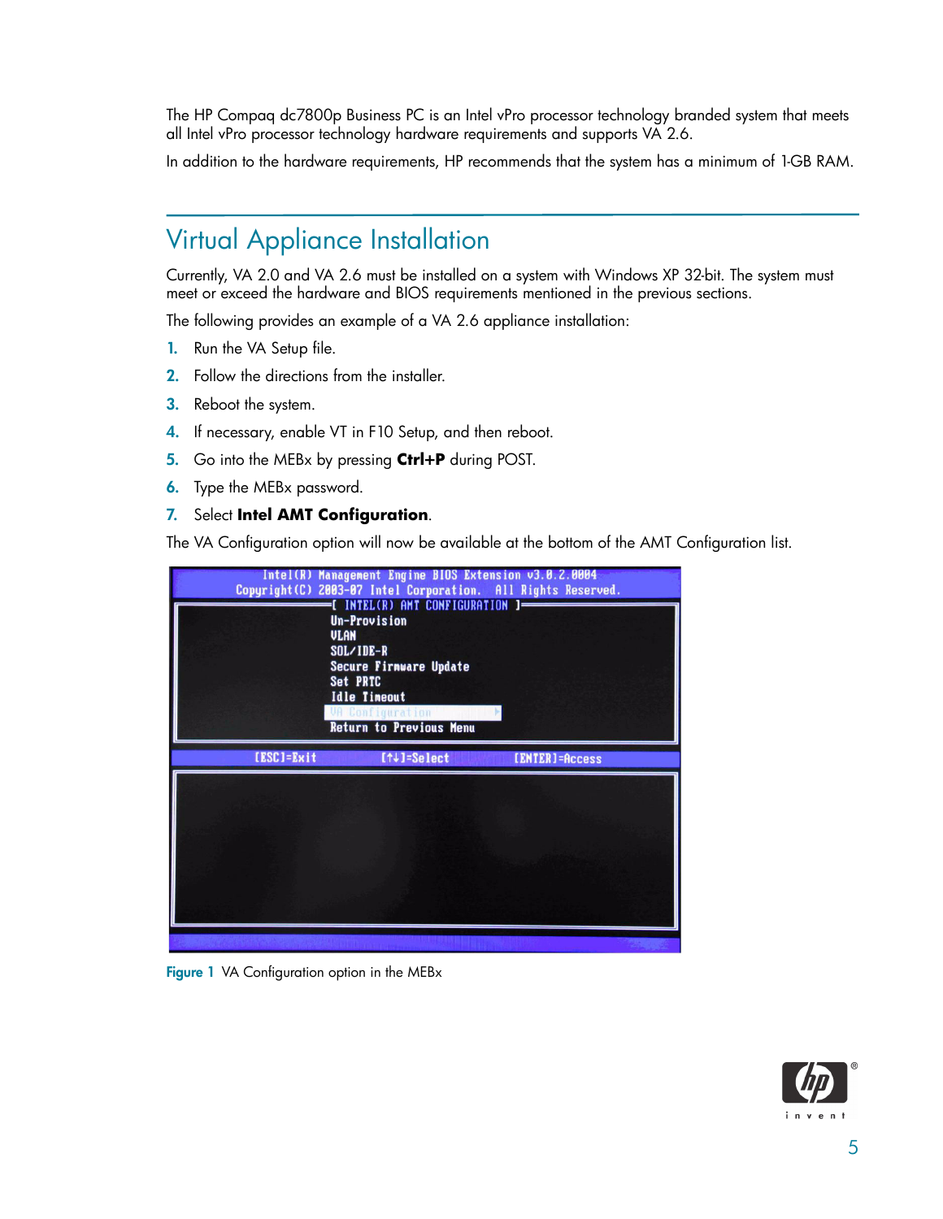The HP Compaq dc7800p Business PC is an Intel vPro processor technology branded system that meets all Intel vPro processor technology hardware requirements and supports VA 2.6.

In addition to the hardware requirements, HP recommends that the system has a minimum of 1-GB RAM.

## Virtual Appliance Installation

Currently, VA 2.0 and VA 2.6 must be installed on a system with Windows XP 32-bit. The system must meet or exceed the hardware and BIOS requirements mentioned in the previous sections.

The following provides an example of a VA 2.6 appliance installation:

1. Run the VA Setup file.
2. Follow the directions from the installer.
3. Reboot the system.
4. If necessary, enable VT in F10 Setup, and then reboot.
5. Go into the MEBx by pressing **Ctrl+P** during POST.
6. Type the MEBx password.
7. Select **Intel AMT Configuration**.

The VA Configuration option will now be available at the bottom of the AMT Configuration list.

Figure 1 VA Configuration option in the MEBx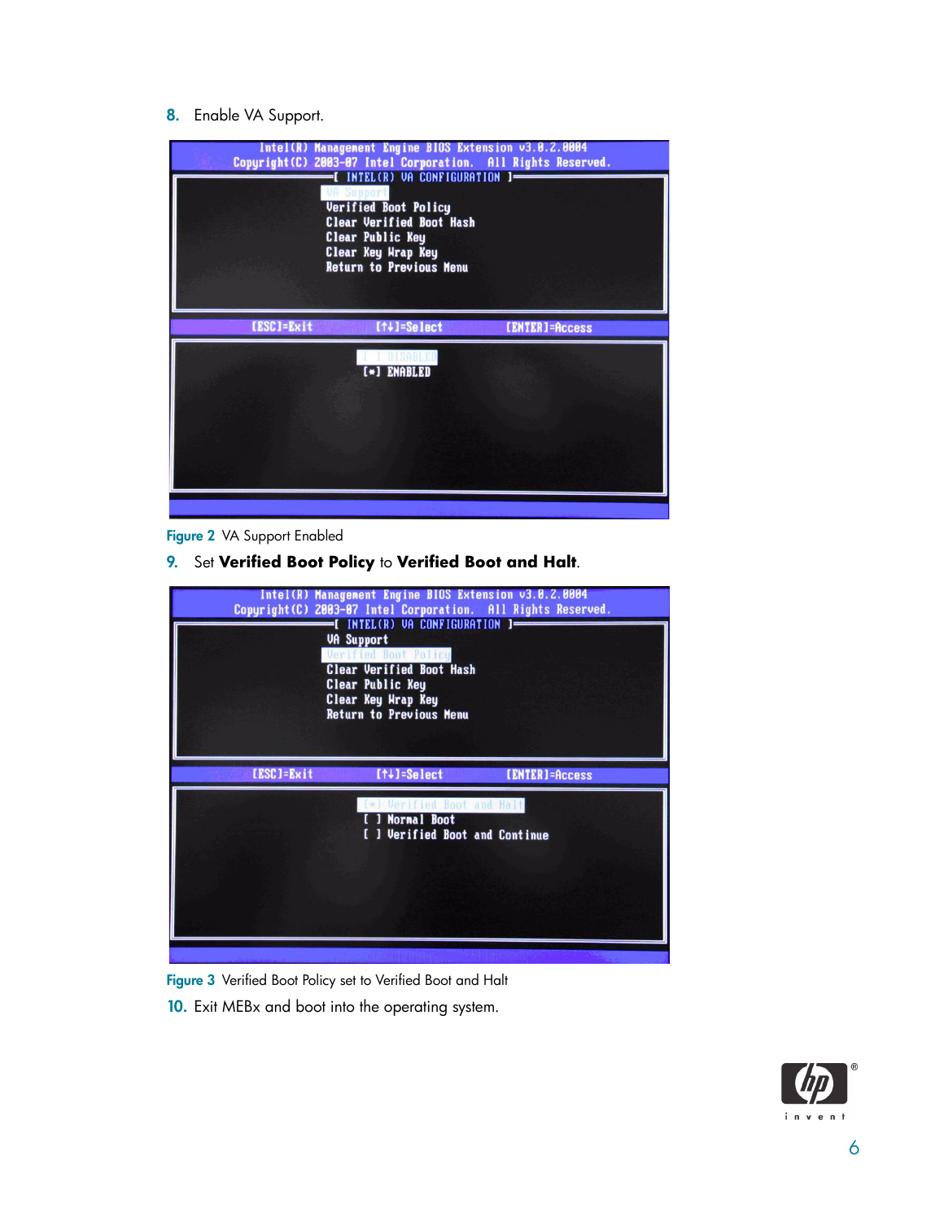8. Enable VA Support.

Figure 2 VA Support Enabled

9. Set **Verified Boot Policy** to **Verified Boot and Halt**.

Figure 3 Verified Boot Policy set to Verified Boot and Halt

10. Exit MEBx and boot into the operating system.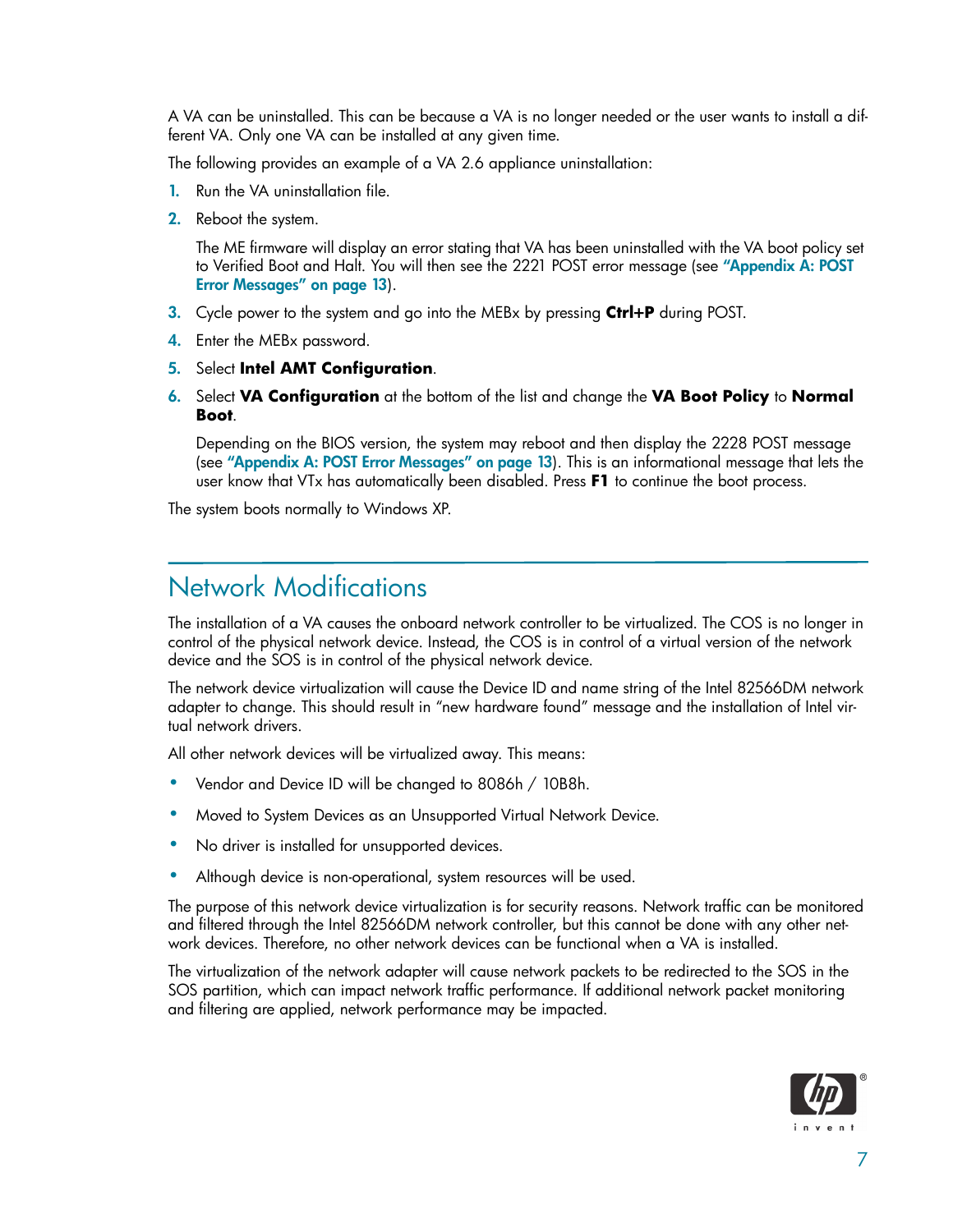A VA can be uninstalled. This can be because a VA is no longer needed or the user wants to install a different VA. Only one VA can be installed at any given time.

The following provides an example of a VA 2.6 appliance uninstallation:

1. Run the VA uninstallation file.
2. Reboot the system.

   The ME firmware will display an error stating that VA has been uninstalled with the VA boot policy set to Verified Boot and Halt. You will then see the 2221 POST error message (see **"Appendix A: POST Error Messages" on page 13**).

3. Cycle power to the system and go into the MEBx by pressing **Ctrl+P** during POST.
4. Enter the MEBx password.
5. Select **Intel AMT Configuration**.
6. Select **VA Configuration** at the bottom of the list and change the **VA Boot Policy** to **Normal Boot**.

   Depending on the BIOS version, the system may reboot and then display the 2228 POST message (see **"Appendix A: POST Error Messages" on page 13**). This is an informational message that lets the user know that VTx has automatically been disabled. Press **F1** to continue the boot process.

The system boots normally to Windows XP.

## Network Modifications

The installation of a VA causes the onboard network controller to be virtualized. The COS is no longer in control of the physical network device. Instead, the COS is in control of a virtual version of the network device and the SOS is in control of the physical network device.

The network device virtualization will cause the Device ID and name string of the Intel 82566DM network adapter to change. This should result in "new hardware found" message and the installation of Intel virtual network drivers.

All other network devices will be virtualized away. This means:

- Vendor and Device ID will be changed to 8086h / 10B8h.
- Moved to System Devices as an Unsupported Virtual Network Device.
- No driver is installed for unsupported devices.
- Although device is non-operational, system resources will be used.

The purpose of this network device virtualization is for security reasons. Network traffic can be monitored and filtered through the Intel 82566DM network controller, but this cannot be done with any other network devices. Therefore, no other network devices can be functional when a VA is installed.

The virtualization of the network adapter will cause network packets to be redirected to the SOS in the SOS partition, which can impact network traffic performance. If additional network packet monitoring and filtering are applied, network performance may be impacted.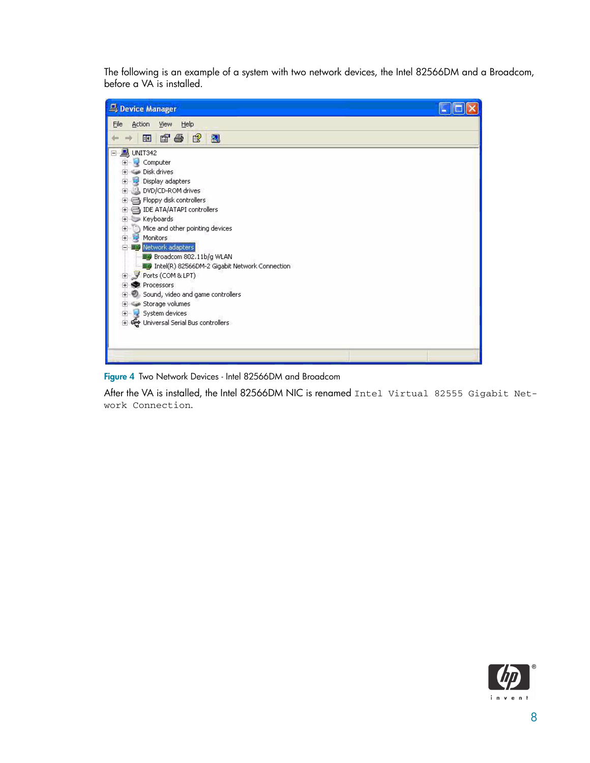The following is an example of a system with two network devices, the Intel 82566DM and a Broadcom, before a VA is installed.

**Figure 4** Two Network Devices - Intel 82566DM and Broadcom

After the VA is installed, the Intel 82566DM NIC is renamed `Intel Virtual 82555 Gigabit Network Connection`.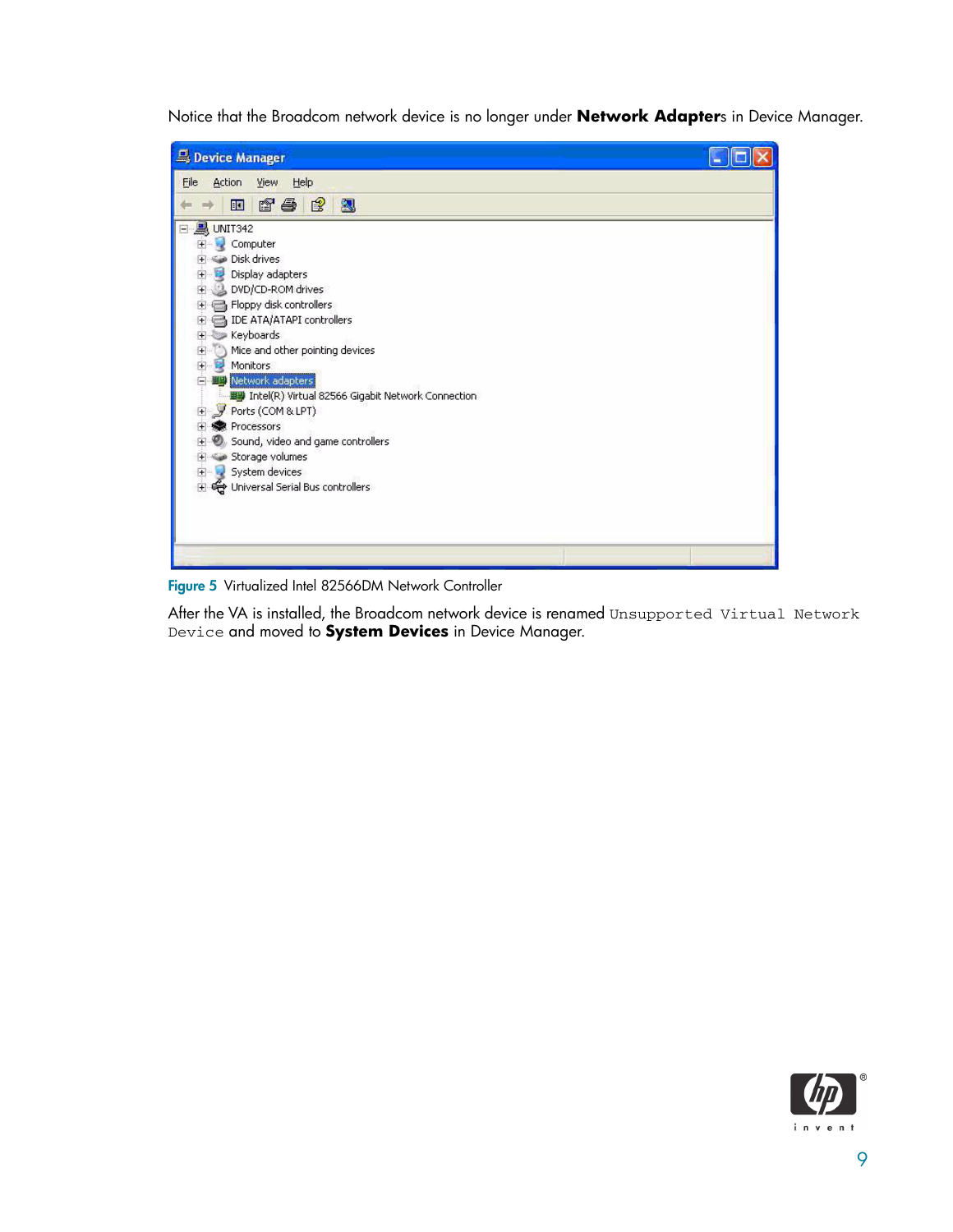Notice that the Broadcom network device is no longer under **Network Adapters** in Device Manager.

Figure 5 Virtualized Intel 82566DM Network Controller

After the VA is installed, the Broadcom network device is renamed `Unsupported Virtual Network Device` and moved to **System Devices** in Device Manager.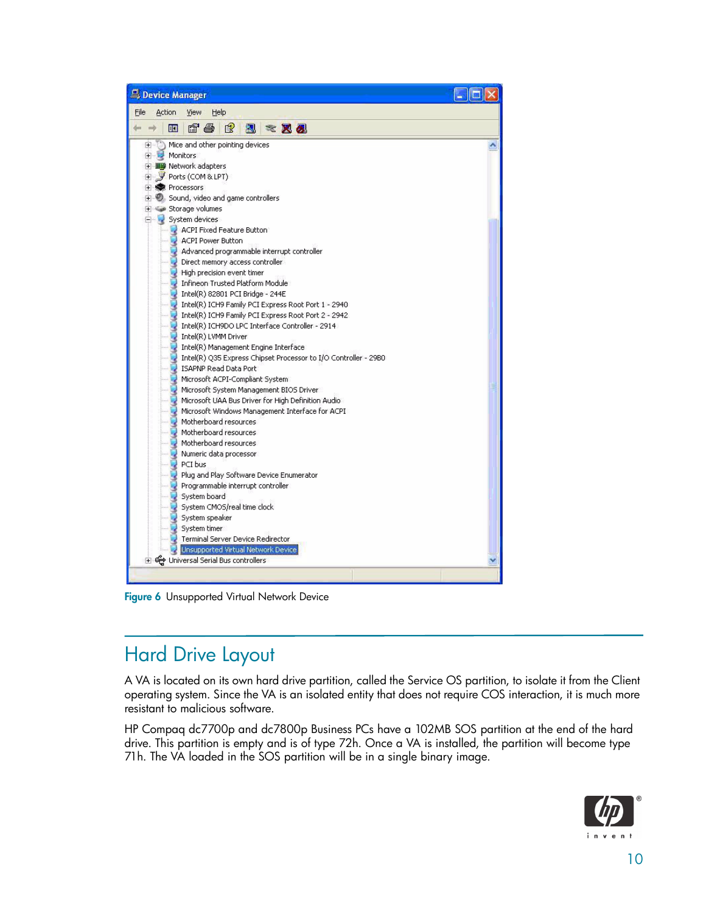Figure 6 Unsupported Virtual Network Device

## Hard Drive Layout

A VA is located on its own hard drive partition, called the Service OS partition, to isolate it from the Client operating system. Since the VA is an isolated entity that does not require COS interaction, it is much more resistant to malicious software.

HP Compaq dc7700p and dc7800p Business PCs have a 102MB SOS partition at the end of the hard drive. This partition is empty and is of type 72h. Once a VA is installed, the partition will become type 71h. The VA loaded in the SOS partition will be in a single binary image.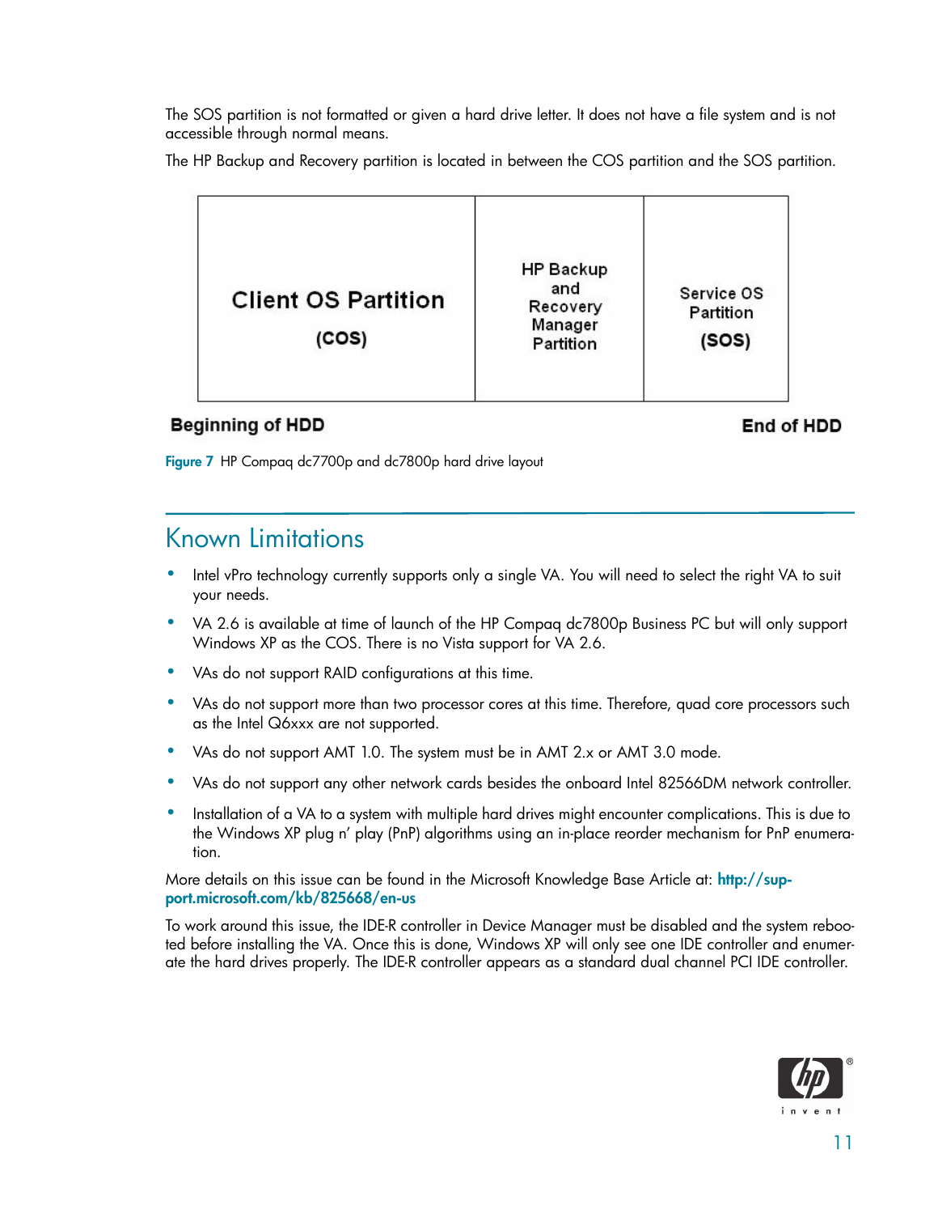The SOS partition is not formatted or given a hard drive letter. It does not have a file system and is not accessible through normal means.

The HP Backup and Recovery partition is located in between the COS partition and the SOS partition.

| Client OS Partition (COS) | HP Backup and Recovery Manager Partition | Service OS Partition (SOS) |
|---|---|---|

Beginning of HDD — End of HDD

**Figure 7** HP Compaq dc7700p and dc7800p hard drive layout

## Known Limitations

- Intel vPro technology currently supports only a single VA. You will need to select the right VA to suit your needs.
- VA 2.6 is available at time of launch of the HP Compaq dc7800p Business PC but will only support Windows XP as the COS. There is no Vista support for VA 2.6.
- VAs do not support RAID configurations at this time.
- VAs do not support more than two processor cores at this time. Therefore, quad core processors such as the Intel Q6xxx are not supported.
- VAs do not support AMT 1.0. The system must be in AMT 2.x or AMT 3.0 mode.
- VAs do not support any other network cards besides the onboard Intel 82566DM network controller.
- Installation of a VA to a system with multiple hard drives might encounter complications. This is due to the Windows XP plug n' play (PnP) algorithms using an in-place reorder mechanism for PnP enumeration.

More details on this issue can be found in the Microsoft Knowledge Base Article at: **http://support.microsoft.com/kb/825668/en-us**

To work around this issue, the IDE-R controller in Device Manager must be disabled and the system rebooted before installing the VA. Once this is done, Windows XP will only see one IDE controller and enumerate the hard drives properly. The IDE-R controller appears as a standard dual channel PCI IDE controller.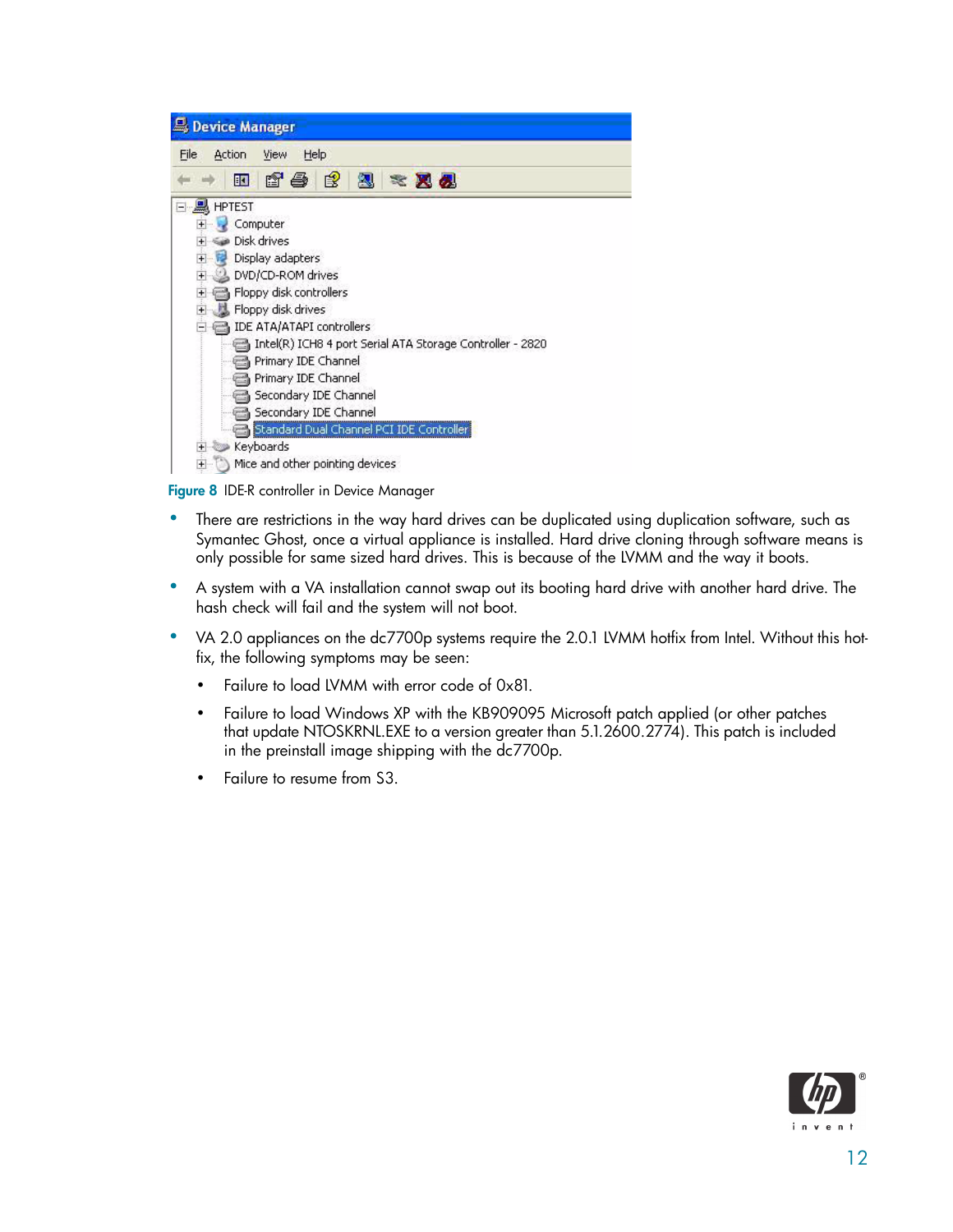Figure 8 IDE-R controller in Device Manager

- There are restrictions in the way hard drives can be duplicated using duplication software, such as Symantec Ghost, once a virtual appliance is installed. Hard drive cloning through software means is only possible for same sized hard drives. This is because of the LVMM and the way it boots.
- A system with a VA installation cannot swap out its booting hard drive with another hard drive. The hash check will fail and the system will not boot.
- VA 2.0 appliances on the dc7700p systems require the 2.0.1 LVMM hotfix from Intel. Without this hot-fix, the following symptoms may be seen:
  - Failure to load LVMM with error code of 0x81.
  - Failure to load Windows XP with the KB909095 Microsoft patch applied (or other patches that update NTOSKRNL.EXE to a version greater than 5.1.2600.2774). This patch is included in the preinstall image shipping with the dc7700p.
  - Failure to resume from S3.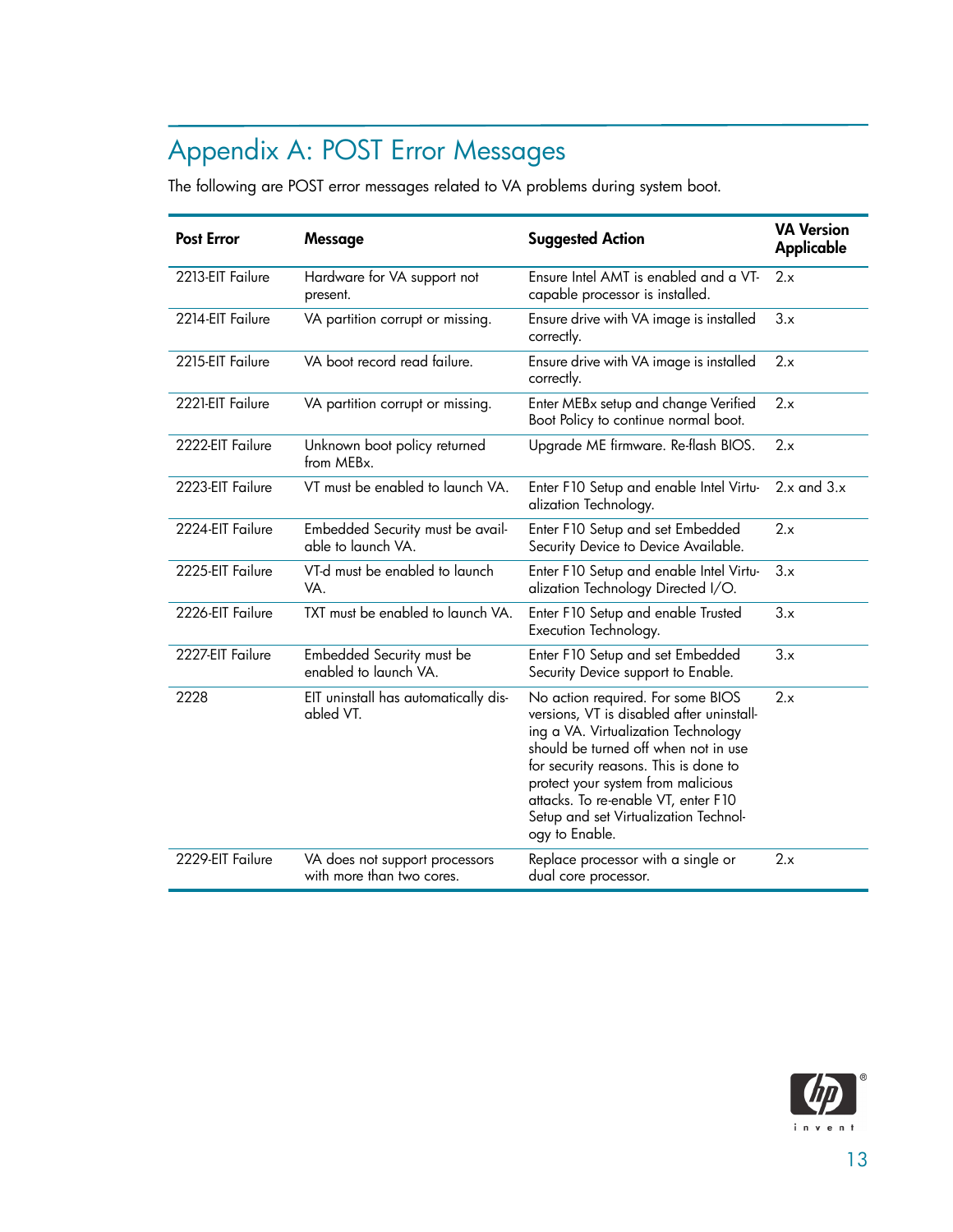# Appendix A: POST Error Messages

The following are POST error messages related to VA problems during system boot.

| Post Error | Message | Suggested Action | VA Version Applicable |
|---|---|---|---|
| 2213-EIT Failure | Hardware for VA support not present. | Ensure Intel AMT is enabled and a VT-capable processor is installed. | 2.x |
| 2214-EIT Failure | VA partition corrupt or missing. | Ensure drive with VA image is installed correctly. | 3.x |
| 2215-EIT Failure | VA boot record read failure. | Ensure drive with VA image is installed correctly. | 2.x |
| 2221-EIT Failure | VA partition corrupt or missing. | Enter MEBx setup and change Verified Boot Policy to continue normal boot. | 2.x |
| 2222-EIT Failure | Unknown boot policy returned from MEBx. | Upgrade ME firmware. Re-flash BIOS. | 2.x |
| 2223-EIT Failure | VT must be enabled to launch VA. | Enter F10 Setup and enable Intel Virtualization Technology. | 2.x and 3.x |
| 2224-EIT Failure | Embedded Security must be available to launch VA. | Enter F10 Setup and set Embedded Security Device to Device Available. | 2.x |
| 2225-EIT Failure | VT-d must be enabled to launch VA. | Enter F10 Setup and enable Intel Virtualization Technology Directed I/O. | 3.x |
| 2226-EIT Failure | TXT must be enabled to launch VA. | Enter F10 Setup and enable Trusted Execution Technology. | 3.x |
| 2227-EIT Failure | Embedded Security must be enabled to launch VA. | Enter F10 Setup and set Embedded Security Device support to Enable. | 3.x |
| 2228 | EIT uninstall has automatically disabled VT. | No action required. For some BIOS versions, VT is disabled after uninstalling a VA. Virtualization Technology should be turned off when not in use for security reasons. This is done to protect your system from malicious attacks. To re-enable VT, enter F10 Setup and set Virtualization Technology to Enable. | 2.x |
| 2229-EIT Failure | VA does not support processors with more than two cores. | Replace processor with a single or dual core processor. | 2.x |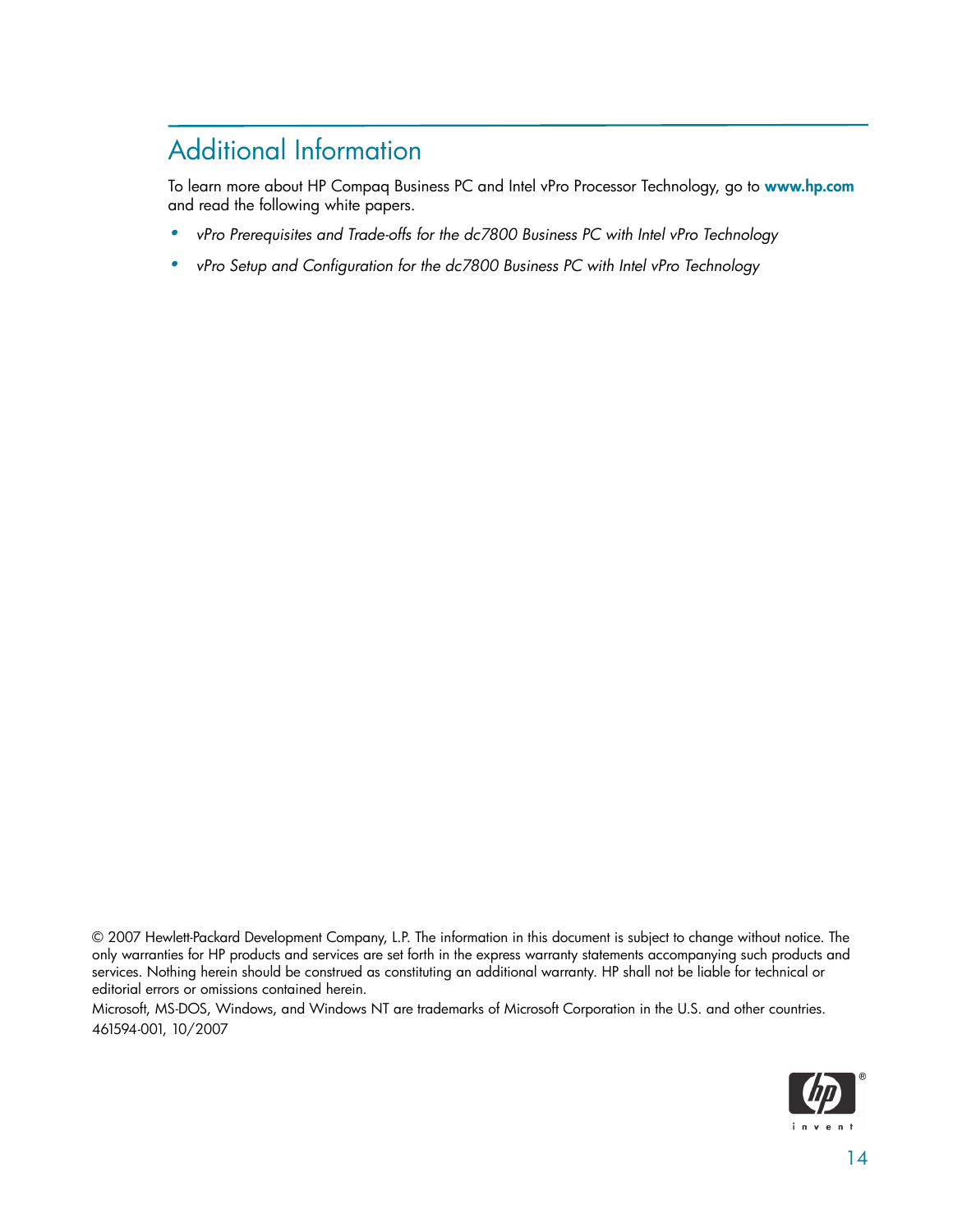## Additional Information

To learn more about HP Compaq Business PC and Intel vPro Processor Technology, go to **www.hp.com** and read the following white papers.

- *vPro Prerequisites and Trade-offs for the dc7800 Business PC with Intel vPro Technology*
- *vPro Setup and Configuration for the dc7800 Business PC with Intel vPro Technology*

© 2007 Hewlett-Packard Development Company, L.P. The information in this document is subject to change without notice. The only warranties for HP products and services are set forth in the express warranty statements accompanying such products and services. Nothing herein should be construed as constituting an additional warranty. HP shall not be liable for technical or editorial errors or omissions contained herein.

Microsoft, MS-DOS, Windows, and Windows NT are trademarks of Microsoft Corporation in the U.S. and other countries.

461594-001, 10/2007